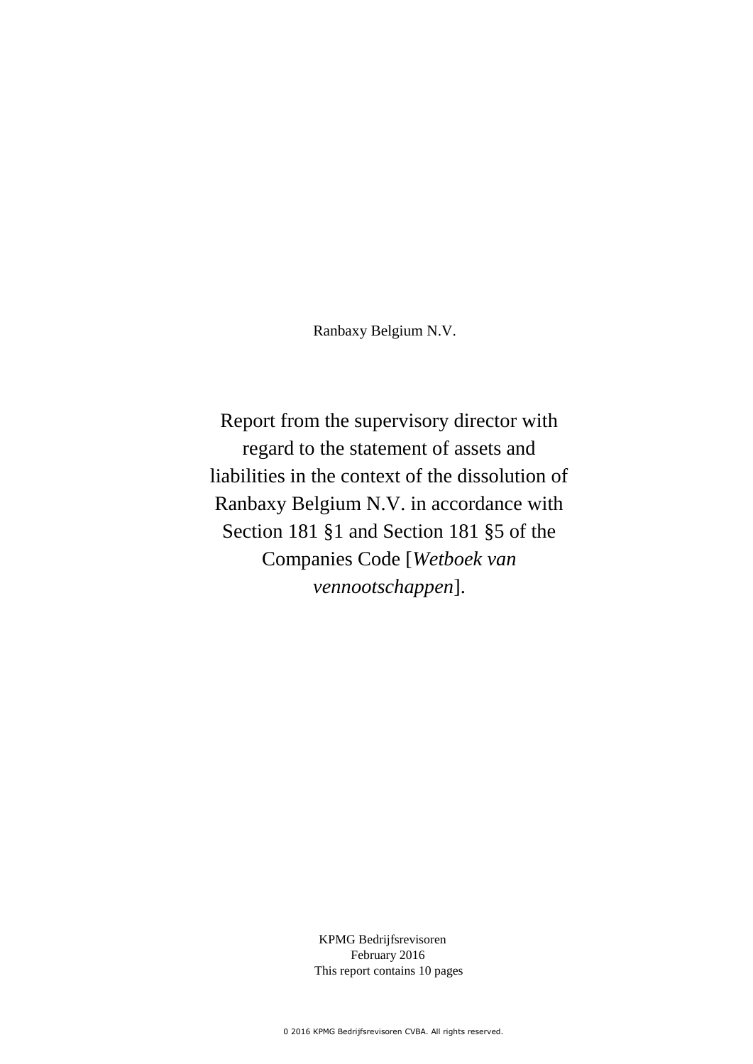Ranbaxy Belgium N.V.

# Report from the supervisory director with regard to the statement of assets and liabilities in the context of the dissolution of Ranbaxy Belgium N.V. in accordance with Section 181 §1 and Section 181 §5 of the Companies Code [*Wetboek van vennootschappen*].

KPMG Bedrijfsrevisoren
February 2016
This report contains 10 pages

0 2016 KPMG Bedrijfsrevisoren CVBA. All rights reserved.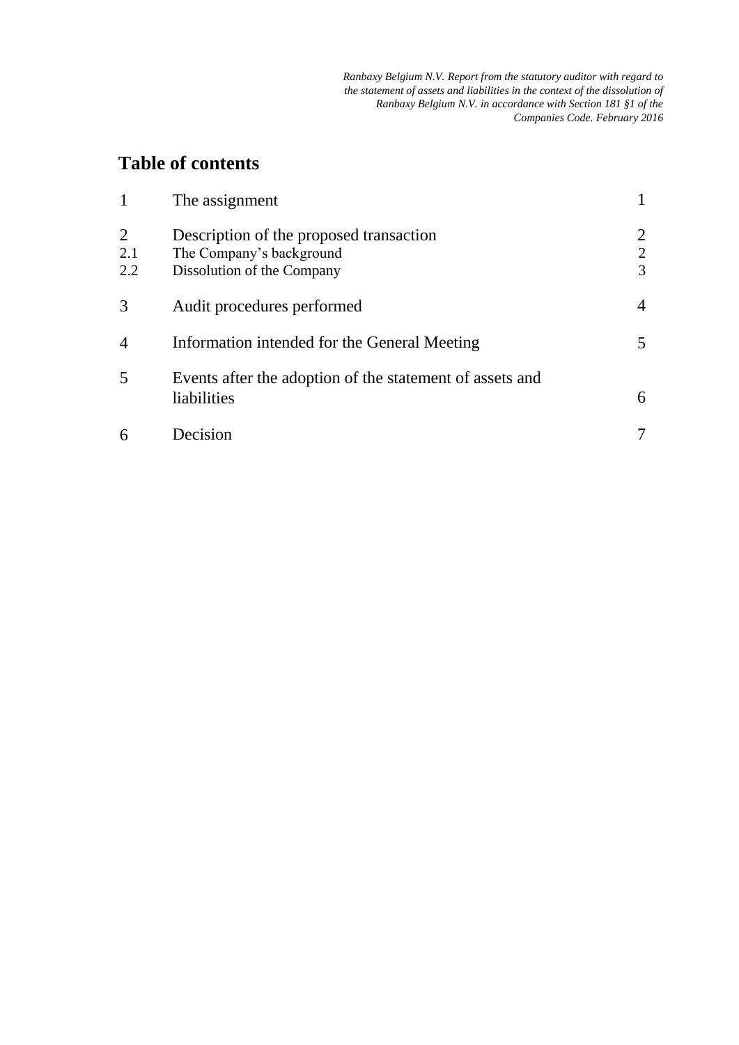# Table of contents

| | | |
|---|---|---|
| 1 | The assignment | 1 |
| 2 | Description of the proposed transaction | 2 |
| 2.1 | The Company's background | 2 |
| 2.2 | Dissolution of the Company | 3 |
| 3 | Audit procedures performed | 4 |
| 4 | Information intended for the General Meeting | 5 |
| 5 | Events after the adoption of the statement of assets and liabilities | 6 |
| 6 | Decision | 7 |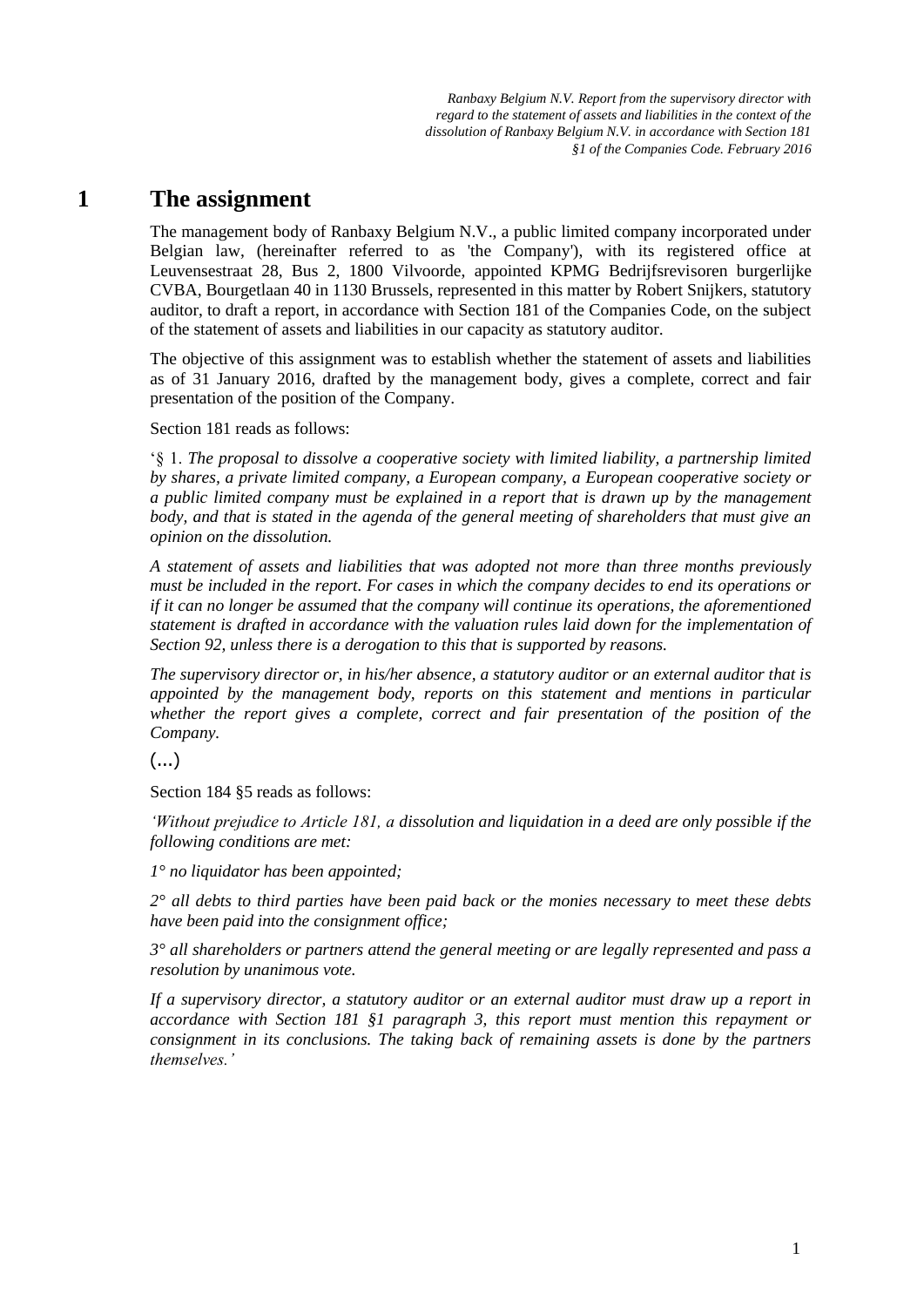# 1 The assignment

The management body of Ranbaxy Belgium N.V., a public limited company incorporated under Belgian law, (hereinafter referred to as 'the Company'), with its registered office at Leuvensestraat 28, Bus 2, 1800 Vilvoorde, appointed KPMG Bedrijfsrevisoren burgerlijke CVBA, Bourgetlaan 40 in 1130 Brussels, represented in this matter by Robert Snijkers, statutory auditor, to draft a report, in accordance with Section 181 of the Companies Code, on the subject of the statement of assets and liabilities in our capacity as statutory auditor.

The objective of this assignment was to establish whether the statement of assets and liabilities as of 31 January 2016, drafted by the management body, gives a complete, correct and fair presentation of the position of the Company.

Section 181 reads as follows:

'§ 1. *The proposal to dissolve a cooperative society with limited liability, a partnership limited by shares, a private limited company, a European company, a European cooperative society or a public limited company must be explained in a report that is drawn up by the management body, and that is stated in the agenda of the general meeting of shareholders that must give an opinion on the dissolution.*

*A statement of assets and liabilities that was adopted not more than three months previously must be included in the report. For cases in which the company decides to end its operations or if it can no longer be assumed that the company will continue its operations, the aforementioned statement is drafted in accordance with the valuation rules laid down for the implementation of Section 92, unless there is a derogation to this that is supported by reasons.*

*The supervisory director or, in his/her absence, a statutory auditor or an external auditor that is appointed by the management body, reports on this statement and mentions in particular whether the report gives a complete, correct and fair presentation of the position of the Company.*

(...)

Section 184 §5 reads as follows:

*'Without prejudice to Article 181, a dissolution and liquidation in a deed are only possible if the following conditions are met:*

*1° no liquidator has been appointed;*

*2° all debts to third parties have been paid back or the monies necessary to meet these debts have been paid into the consignment office;*

*3° all shareholders or partners attend the general meeting or are legally represented and pass a resolution by unanimous vote.*

*If a supervisory director, a statutory auditor or an external auditor must draw up a report in accordance with Section 181 §1 paragraph 3, this report must mention this repayment or consignment in its conclusions. The taking back of remaining assets is done by the partners themselves.'*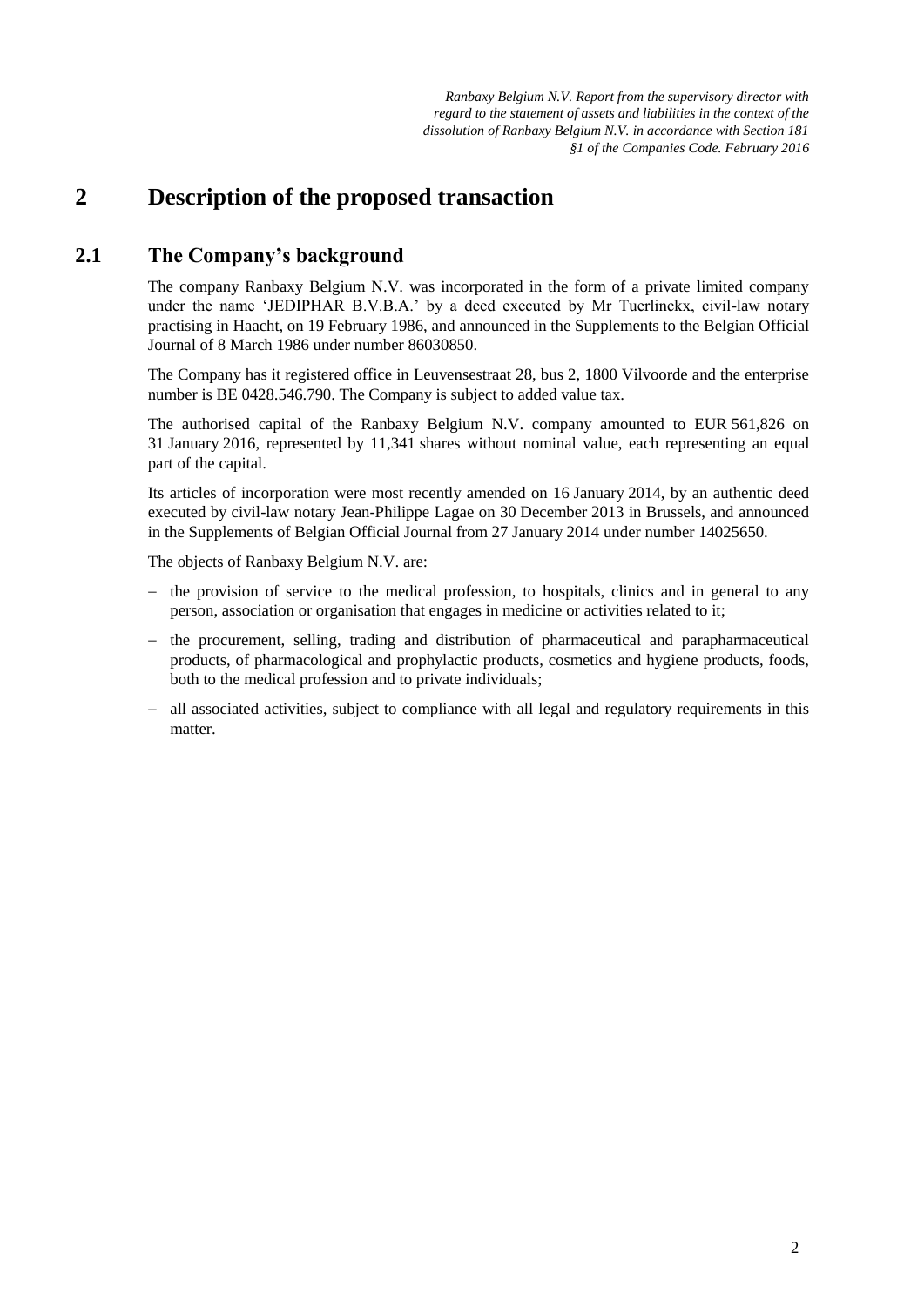# 2 Description of the proposed transaction

## 2.1 The Company's background

The company Ranbaxy Belgium N.V. was incorporated in the form of a private limited company under the name 'JEDIPHAR B.V.B.A.' by a deed executed by Mr Tuerlinckx, civil-law notary practising in Haacht, on 19 February 1986, and announced in the Supplements to the Belgian Official Journal of 8 March 1986 under number 86030850.

The Company has it registered office in Leuvensestraat 28, bus 2, 1800 Vilvoorde and the enterprise number is BE 0428.546.790. The Company is subject to added value tax.

The authorised capital of the Ranbaxy Belgium N.V. company amounted to EUR 561,826 on 31 January 2016, represented by 11,341 shares without nominal value, each representing an equal part of the capital.

Its articles of incorporation were most recently amended on 16 January 2014, by an authentic deed executed by civil-law notary Jean-Philippe Lagae on 30 December 2013 in Brussels, and announced in the Supplements of Belgian Official Journal from 27 January 2014 under number 14025650.

The objects of Ranbaxy Belgium N.V. are:

- the provision of service to the medical profession, to hospitals, clinics and in general to any person, association or organisation that engages in medicine or activities related to it;
- the procurement, selling, trading and distribution of pharmaceutical and parapharmaceutical products, of pharmacological and prophylactic products, cosmetics and hygiene products, foods, both to the medical profession and to private individuals;
- all associated activities, subject to compliance with all legal and regulatory requirements in this matter.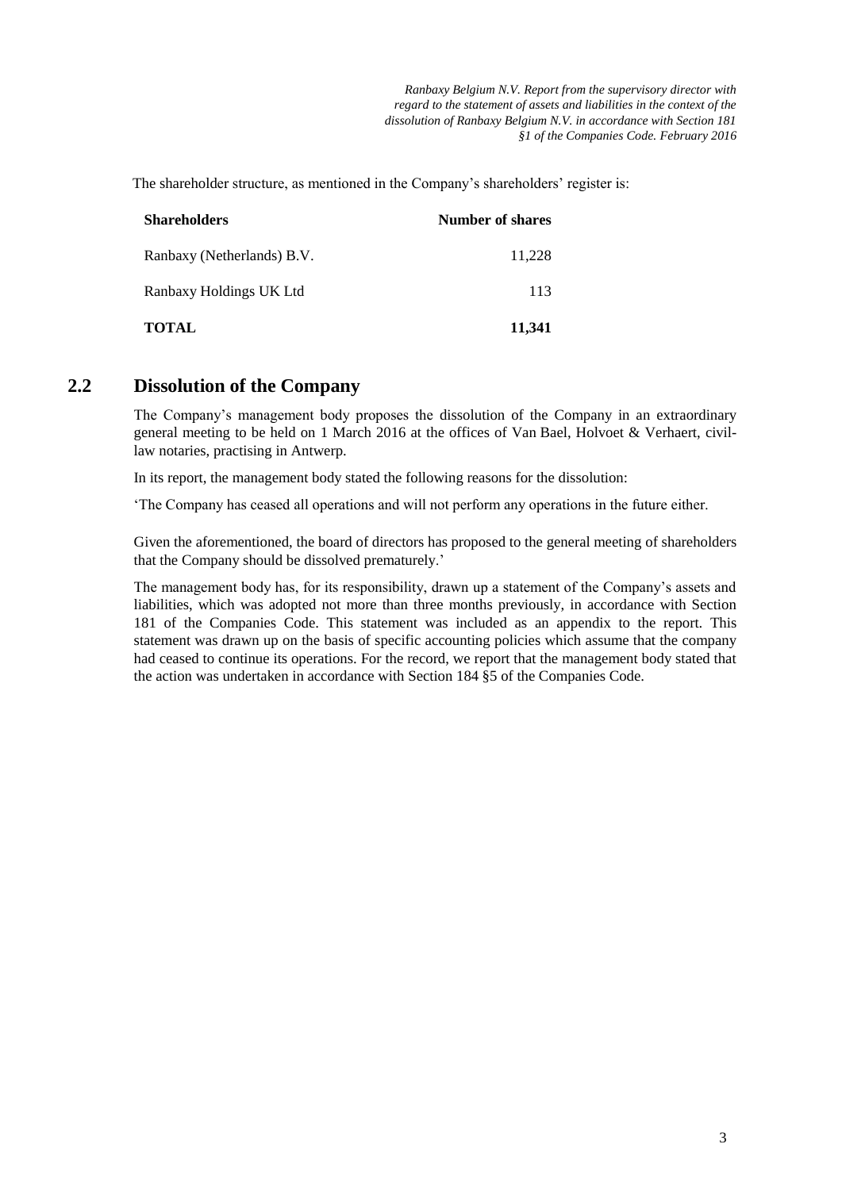The shareholder structure, as mentioned in the Company's shareholders' register is:

| **Shareholders** | **Number of shares** |
| --- | --- |
| Ranbaxy (Netherlands) B.V. | 11,228 |
| Ranbaxy Holdings UK Ltd | 113 |
| **TOTAL** | **11,341** |

## 2.2 Dissolution of the Company

The Company's management body proposes the dissolution of the Company in an extraordinary general meeting to be held on 1 March 2016 at the offices of Van Bael, Holvoet & Verhaert, civil-law notaries, practising in Antwerp.

In its report, the management body stated the following reasons for the dissolution:

'The Company has ceased all operations and will not perform any operations in the future either.

Given the aforementioned, the board of directors has proposed to the general meeting of shareholders that the Company should be dissolved prematurely.'

The management body has, for its responsibility, drawn up a statement of the Company's assets and liabilities, which was adopted not more than three months previously, in accordance with Section 181 of the Companies Code. This statement was included as an appendix to the report. This statement was drawn up on the basis of specific accounting policies which assume that the company had ceased to continue its operations. For the record, we report that the management body stated that the action was undertaken in accordance with Section 184 §5 of the Companies Code.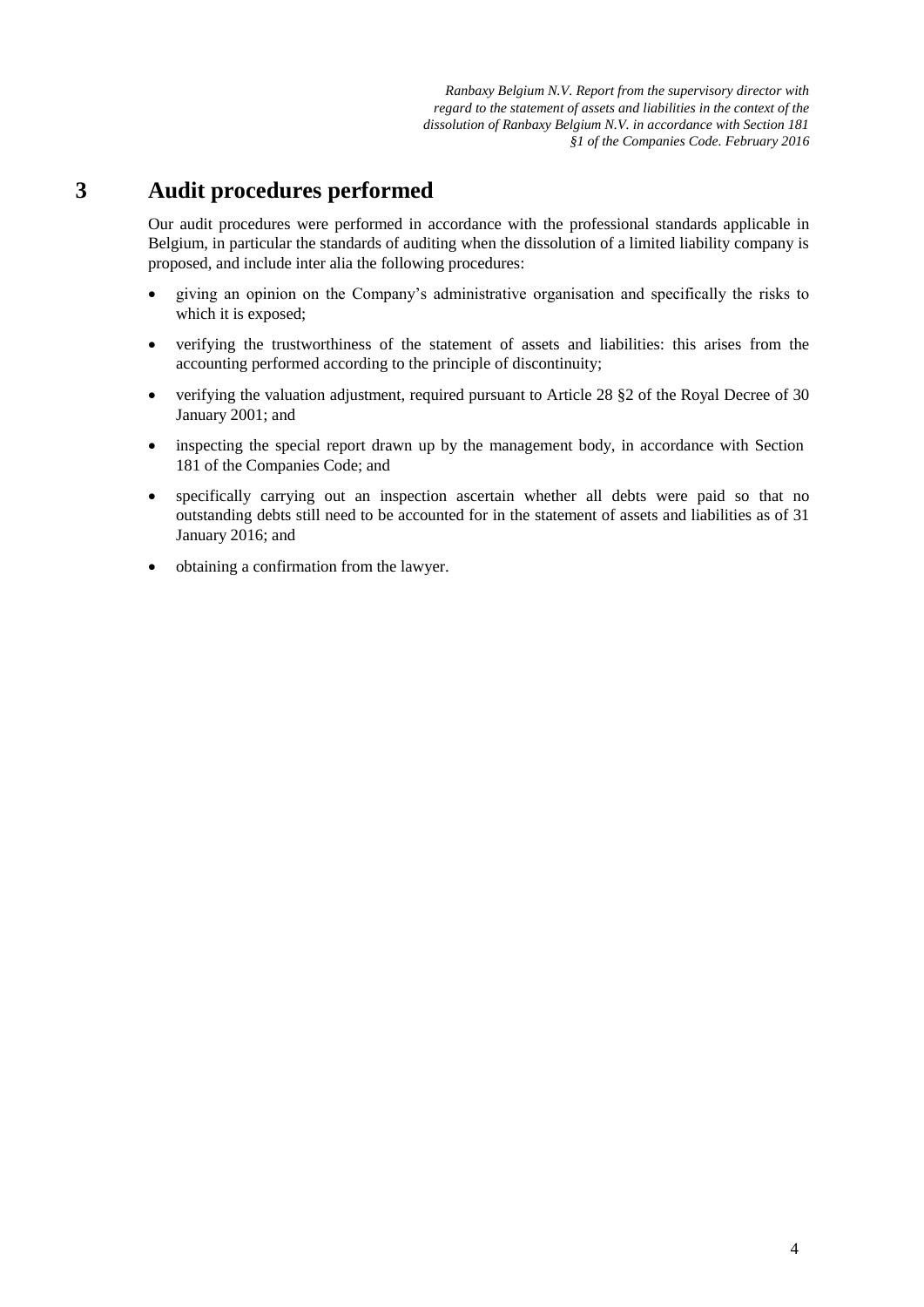# 3 Audit procedures performed

Our audit procedures were performed in accordance with the professional standards applicable in Belgium, in particular the standards of auditing when the dissolution of a limited liability company is proposed, and include inter alia the following procedures:

- giving an opinion on the Company's administrative organisation and specifically the risks to which it is exposed;
- verifying the trustworthiness of the statement of assets and liabilities: this arises from the accounting performed according to the principle of discontinuity;
- verifying the valuation adjustment, required pursuant to Article 28 §2 of the Royal Decree of 30 January 2001; and
- inspecting the special report drawn up by the management body, in accordance with Section 181 of the Companies Code; and
- specifically carrying out an inspection ascertain whether all debts were paid so that no outstanding debts still need to be accounted for in the statement of assets and liabilities as of 31 January 2016; and
- obtaining a confirmation from the lawyer.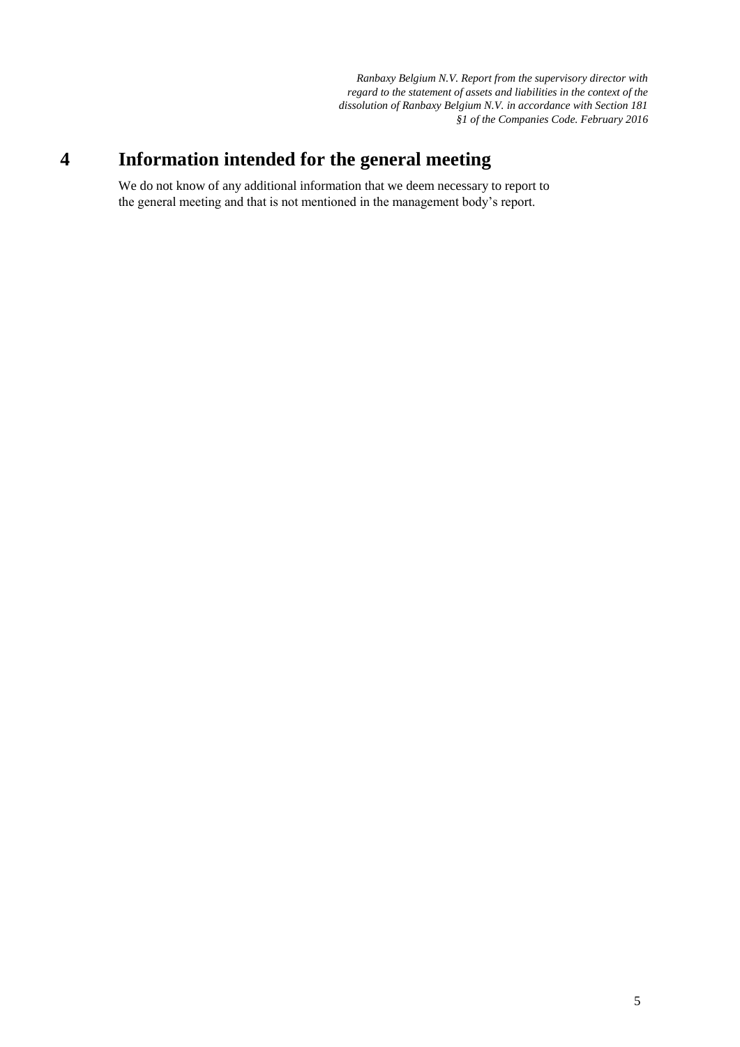# 4 Information intended for the general meeting

We do not know of any additional information that we deem necessary to report to the general meeting and that is not mentioned in the management body's report.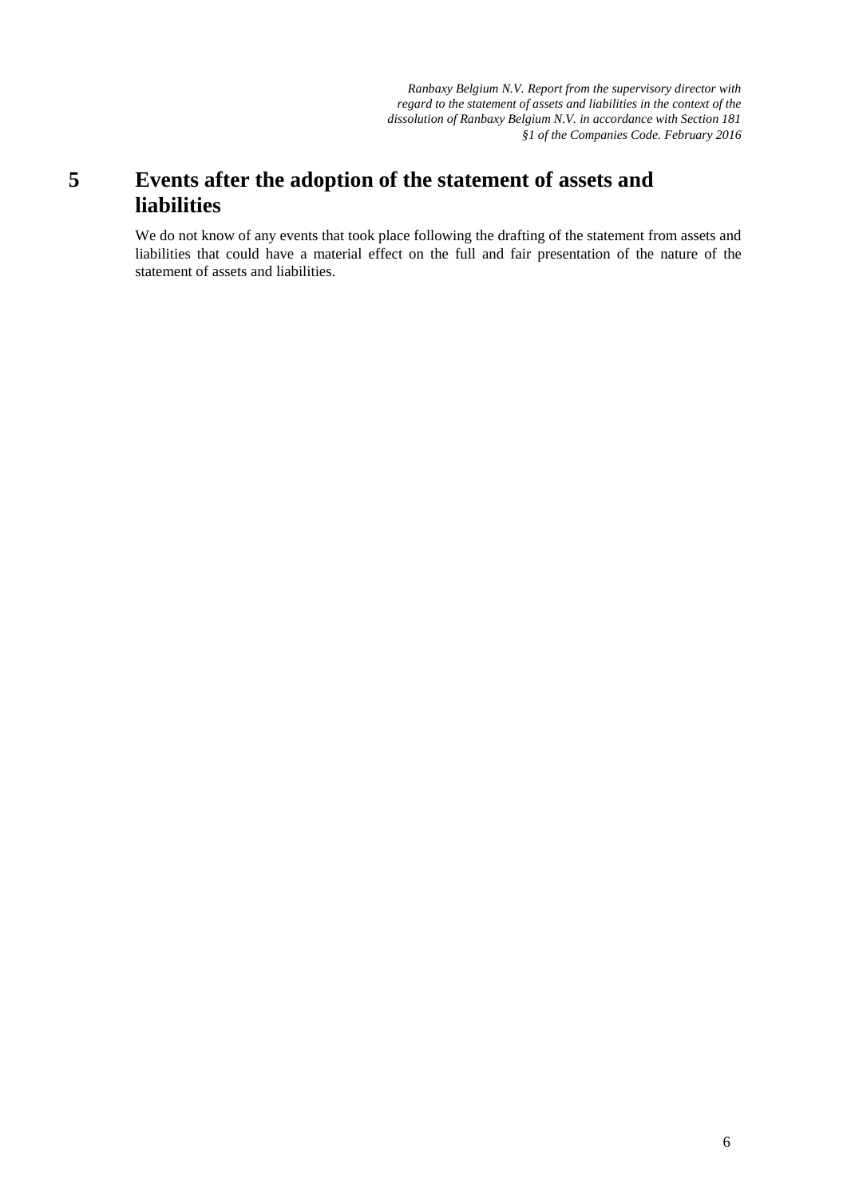# 5 Events after the adoption of the statement of assets and liabilities

We do not know of any events that took place following the drafting of the statement from assets and liabilities that could have a material effect on the full and fair presentation of the nature of the statement of assets and liabilities.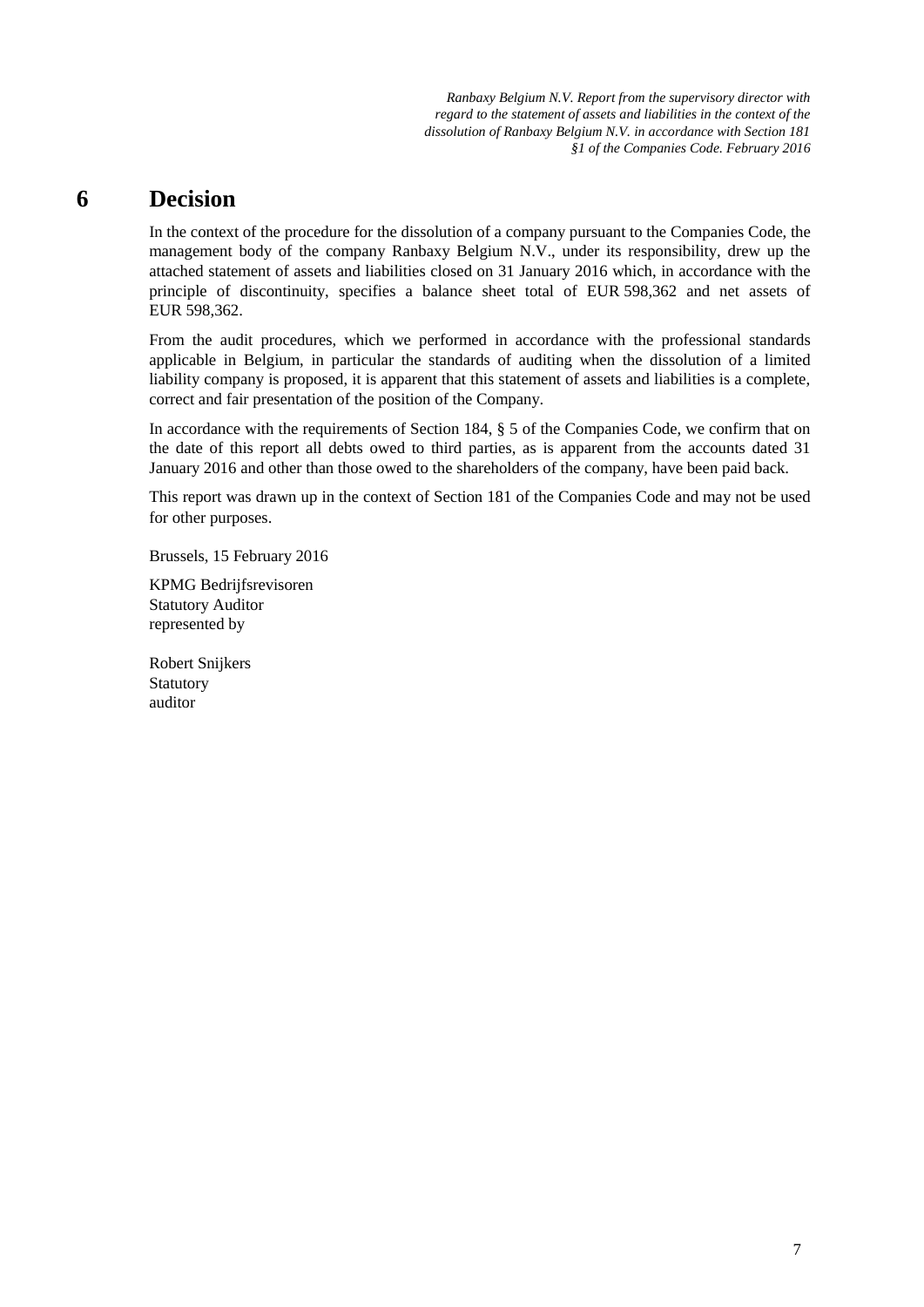# 6 Decision

In the context of the procedure for the dissolution of a company pursuant to the Companies Code, the management body of the company Ranbaxy Belgium N.V., under its responsibility, drew up the attached statement of assets and liabilities closed on 31 January 2016 which, in accordance with the principle of discontinuity, specifies a balance sheet total of EUR 598,362 and net assets of EUR 598,362.

From the audit procedures, which we performed in accordance with the professional standards applicable in Belgium, in particular the standards of auditing when the dissolution of a limited liability company is proposed, it is apparent that this statement of assets and liabilities is a complete, correct and fair presentation of the position of the Company.

In accordance with the requirements of Section 184, § 5 of the Companies Code, we confirm that on the date of this report all debts owed to third parties, as is apparent from the accounts dated 31 January 2016 and other than those owed to the shareholders of the company, have been paid back.

This report was drawn up in the context of Section 181 of the Companies Code and may not be used for other purposes.

Brussels, 15 February 2016

KPMG Bedrijfsrevisoren
Statutory Auditor
represented by

Robert Snijkers
Statutory
auditor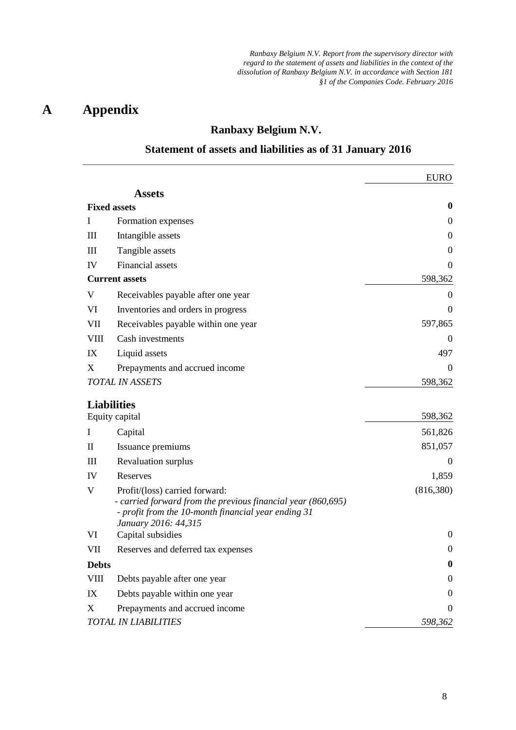# A Appendix

## Ranbaxy Belgium N.V.

## Statement of assets and liabilities as of 31 January 2016

| | | EURO |
|---|---|---|
| | **Assets** | |
| **Fixed assets** | | **0** |
| I | Formation expenses | 0 |
| III | Intangible assets | 0 |
| III | Tangible assets | 0 |
| IV | Financial assets | 0 |
| **Current assets** | | 598,362 |
| V | Receivables payable after one year | 0 |
| VI | Inventories and orders in progress | 0 |
| VII | Receivables payable within one year | 597,865 |
| VIII | Cash investments | 0 |
| IX | Liquid assets | 497 |
| X | Prepayments and accrued income | 0 |
| *TOTAL IN ASSETS* | | 598,362 |
| **Liabilities** | | |
| Equity capital | | 598,362 |
| I | Capital | 561,826 |
| II | Issuance premiums | 851,057 |
| III | Revaluation surplus | 0 |
| IV | Reserves | 1,859 |
| V | Profit/(loss) carried forward:<br>*- carried forward from the previous financial year (860,695)*<br>*- profit from the 10-month financial year ending 31 January 2016: 44,315* | (816,380) |
| VI | Capital subsidies | 0 |
| VII | Reserves and deferred tax expenses | 0 |
| **Debts** | | **0** |
| VIII | Debts payable after one year | 0 |
| IX | Debts payable within one year | 0 |
| X | Prepayments and accrued income | 0 |
| *TOTAL IN LIABILITIES* | | *598,362* |